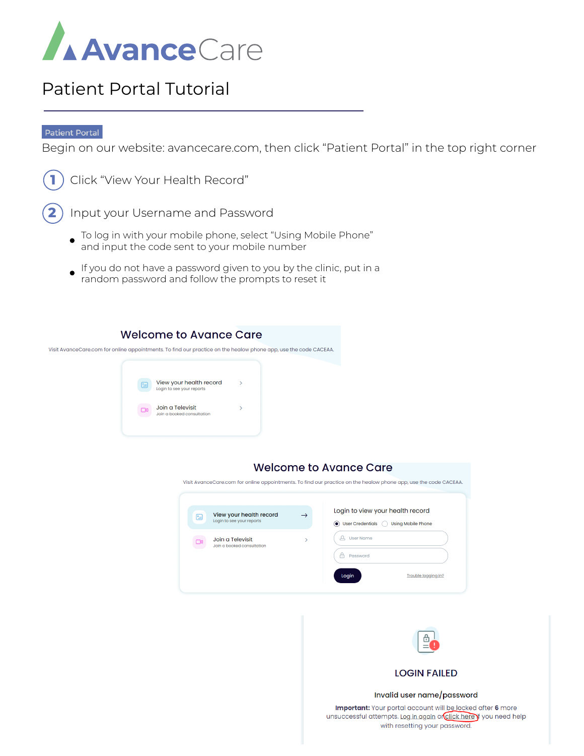# AvanceCare

## Patient Portal Tutorial

Patient Portal

Begin on our website: avancecare.com, then click “Patient Portal” in the top right corner

1. Click “View Your Health Record”

2. Input your Username and Password

   - To log in with your mobile phone, select “Using Mobile Phone” and input the code sent to your mobile number
   - If you do not have a password given to you by the clinic, put in a random password and follow the prompts to reset it

**Welcome to Avance Care**

Visit AvanceCare.com for online appointments. To find our practice on the healow phone app, use the code CACEAA.

View your health record
Login to see your reports

Join a Televisit
Join a booked consultation

**Welcome to Avance Care**

Visit AvanceCare.com for online appointments. To find our practice on the healow phone app, use the code CACEAA.

View your health record
Login to see your reports

Join a Televisit
Join a booked consultation

Login to view your health record

User Credentials  Using Mobile Phone

User Name

Password

Login  Trouble logging in?

**LOGIN FAILED**

Invalid user name/password

**Important:** Your portal account will be locked after **6** more unsuccessful attempts. Log in again or click here if you need help with resetting your password.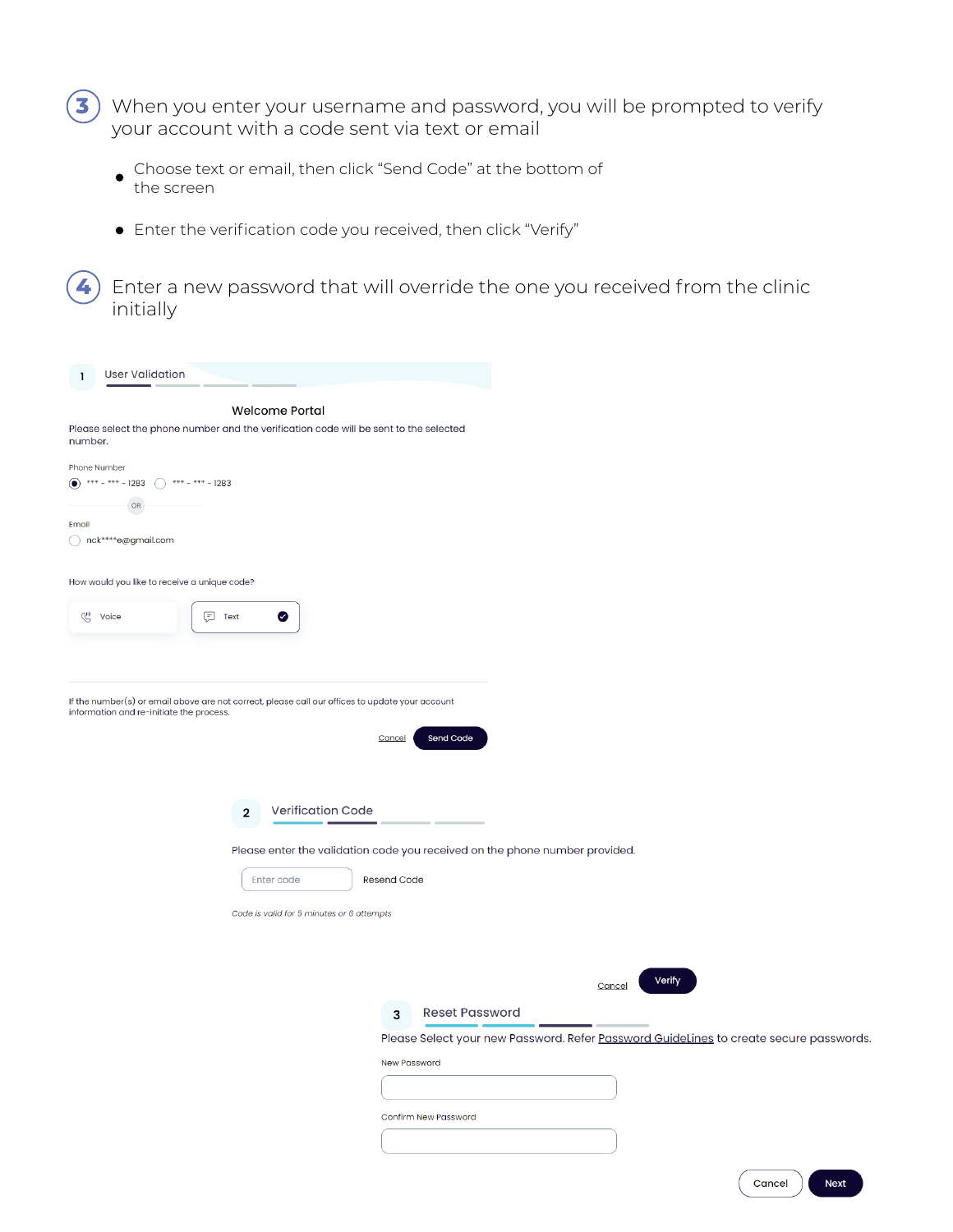3. When you enter your username and password, you will be prompted to verify your account with a code sent via text or email

   - Choose text or email, then click "Send Code" at the bottom of the screen
   - Enter the verification code you received, then click "Verify"

4. Enter a new password that will override the one you received from the clinic initially

1 User Validation

Welcome Portal

Please select the phone number and the verification code will be sent to the selected number.

Phone Number

- (•) *** - *** - 1283
- ( ) *** - *** - 1283

OR

Email

- ( ) nck****e@gmail.com

How would you like to receive a unique code?

Voice | Text ✓

If the number(s) or email above are not correct, please call our offices to update your account information and re-initiate the process.

Cancel | Send Code

2 Verification Code

Please enter the validation code you received on the phone number provided.

Enter code | Resend Code

*Code is valid for 5 minutes or 6 attempts*

Cancel | Verify

3 Reset Password

Please Select your new Password. Refer Password GuideLines to create secure passwords.

New Password

Confirm New Password

Cancel | Next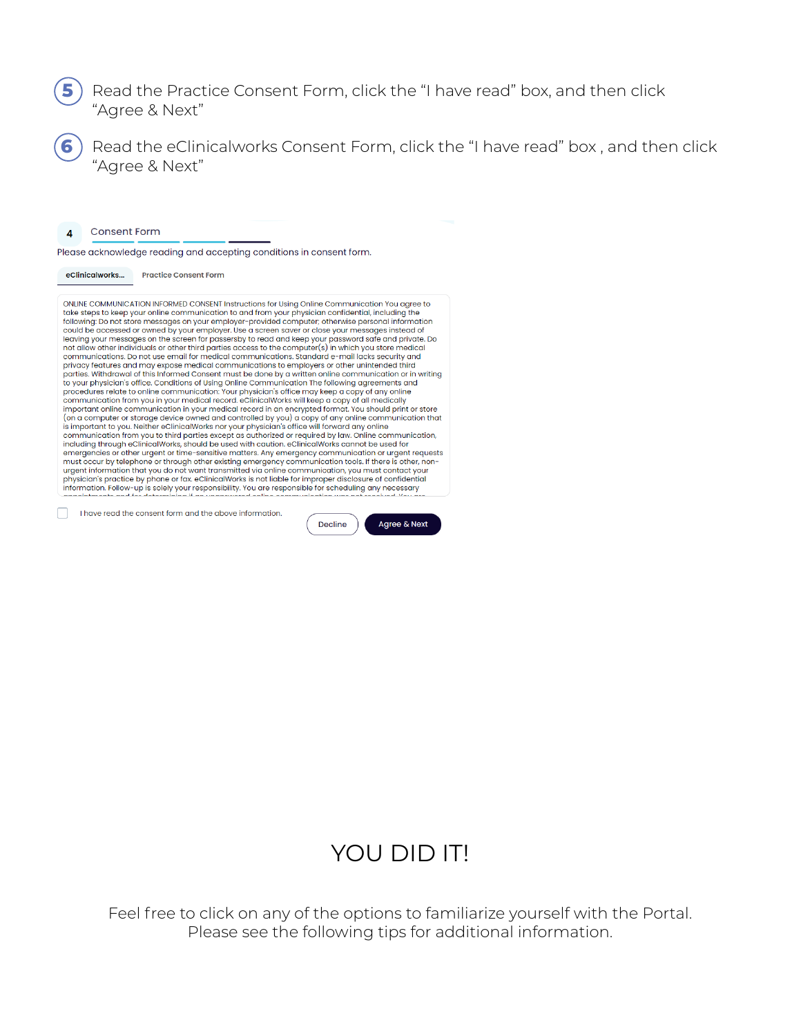5. Read the Practice Consent Form, click the "I have read" box, and then click "Agree & Next"

6. Read the eClinicalworks Consent Form, click the "I have read" box , and then click "Agree & Next"

4 Consent Form

Please acknowledge reading and accepting conditions in consent form.

eClinicalworks... | Practice Consent Form

ONLINE COMMUNICATION INFORMED CONSENT Instructions for Using Online Communication You agree to take steps to keep your online communication to and from your physician confidential, including the following: Do not store messages on your employer-provided computer; otherwise personal information could be accessed or owned by your employer. Use a screen saver or close your messages instead of leaving your messages on the screen for passersby to read and keep your password safe and private. Do not allow other individuals or other third parties access to the computer(s) in which you store medical communications. Do not use email for medical communications. Standard e-mail lacks security and privacy features and may expose medical communications to employers or other unintended third parties. Withdrawal of this Informed Consent must be done by a written online communication or in writing to your physician's office. Conditions of Using Online Communication The following agreements and procedures relate to online communication: Your physician's office may keep a copy of any online communication from you in your medical record. eClinicalWorks will keep a copy of all medically important online communication in your medical record in an encrypted format. You should print or store (on a computer or storage device owned and controlled by you) a copy of any online communication that is important to you. Neither eClinicalWorks nor your physician's office will forward any online communication from you to third parties except as authorized or required by law. Online communication, including through eClinicalWorks, should be used with caution. eClinicalWorks cannot be used for emergencies or other urgent or time-sensitive matters. Any emergency communication or urgent requests must occur by telephone or through other existing emergency communication tools. If there is other, non-urgent information that you do not want transmitted via online communication, you must contact your physician's practice by phone or fax. eClinicalWorks is not liable for improper disclosure of confidential information. Follow-up is solely your responsibility. You are responsible for scheduling any necessary

☐ I have read the consent form and the above information.

Decline | Agree & Next

# YOU DID IT!

Feel free to click on any of the options to familiarize yourself with the Portal.
Please see the following tips for additional information.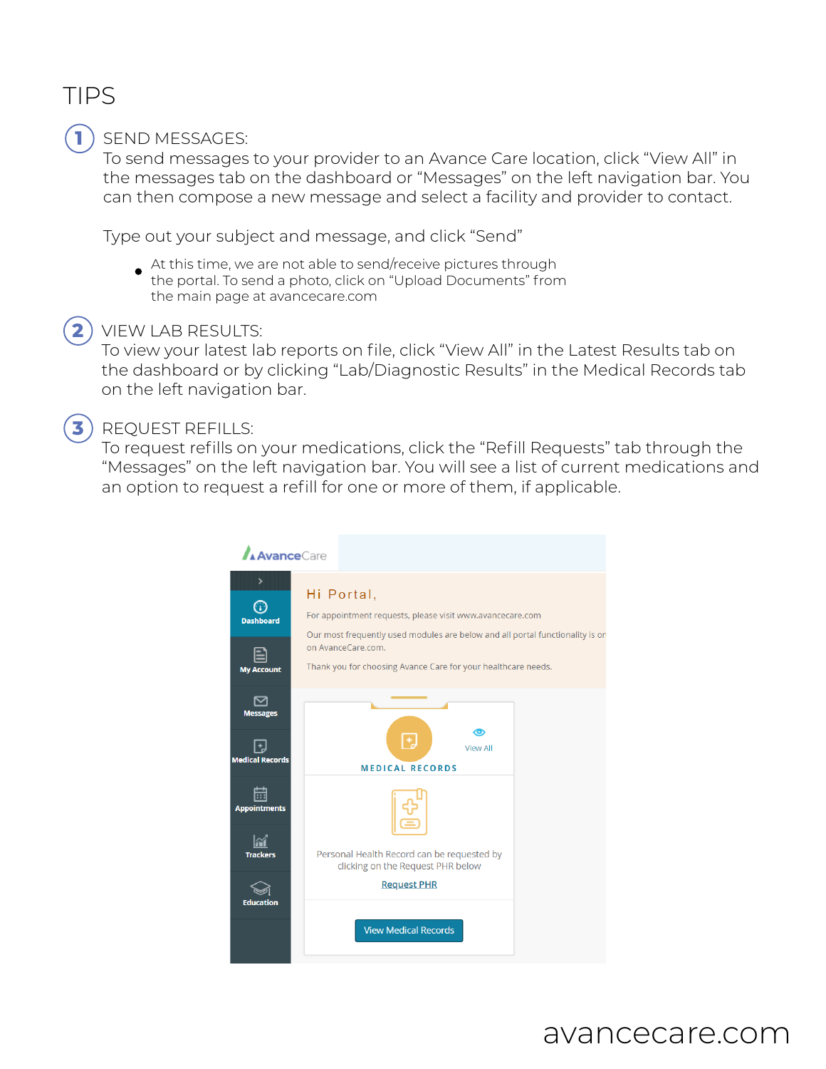# TIPS

## 1. SEND MESSAGES:

To send messages to your provider to an Avance Care location, click “View All” in the messages tab on the dashboard or “Messages” on the left navigation bar. You can then compose a new message and select a facility and provider to contact.

Type out your subject and message, and click “Send”

- At this time, we are not able to send/receive pictures through the portal. To send a photo, click on “Upload Documents” from the main page at avancecare.com

## 2. VIEW LAB RESULTS:

To view your latest lab reports on file, click “View All” in the Latest Results tab on the dashboard or by clicking “Lab/Diagnostic Results” in the Medical Records tab on the left navigation bar.

## 3. REQUEST REFILLS:

To request refills on your medications, click the “Refill Requests” tab through the “Messages” on the left navigation bar. You will see a list of current medications and an option to request a refill for one or more of them, if applicable.